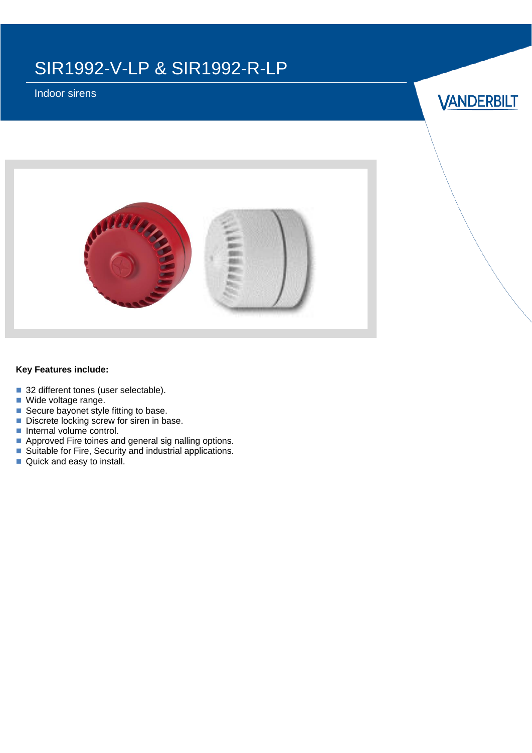# SIR1992-V-LP & SIR1992-R-LP

Indoor sirens

VANDERBILT

**Key Features include:**

- 32 different tones (user selectable).
- Wide voltage range.
- Secure bayonet style fitting to base.
- Discrete locking screw for siren in base.
- Internal volume control.
- Approved Fire toines and general sig nalling options.
- Suitable for Fire, Security and industrial applications.
- Quick and easy to install.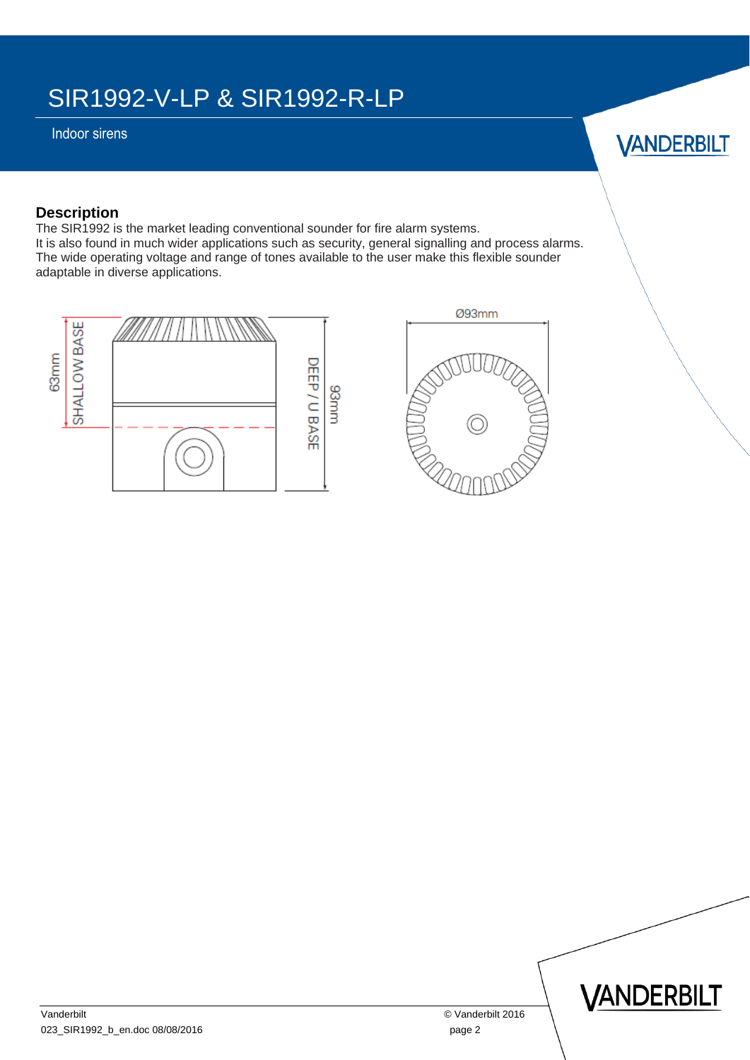## Description

The SIR1992 is the market leading conventional sounder for fire alarm systems.
It is also found in much wider applications such as security, general signalling and process alarms.
The wide operating voltage and range of tones available to the user make this flexible sounder adaptable in diverse applications.

63mm SHALLOW BASE

DEEP / U BASE 93mm

Ø93mm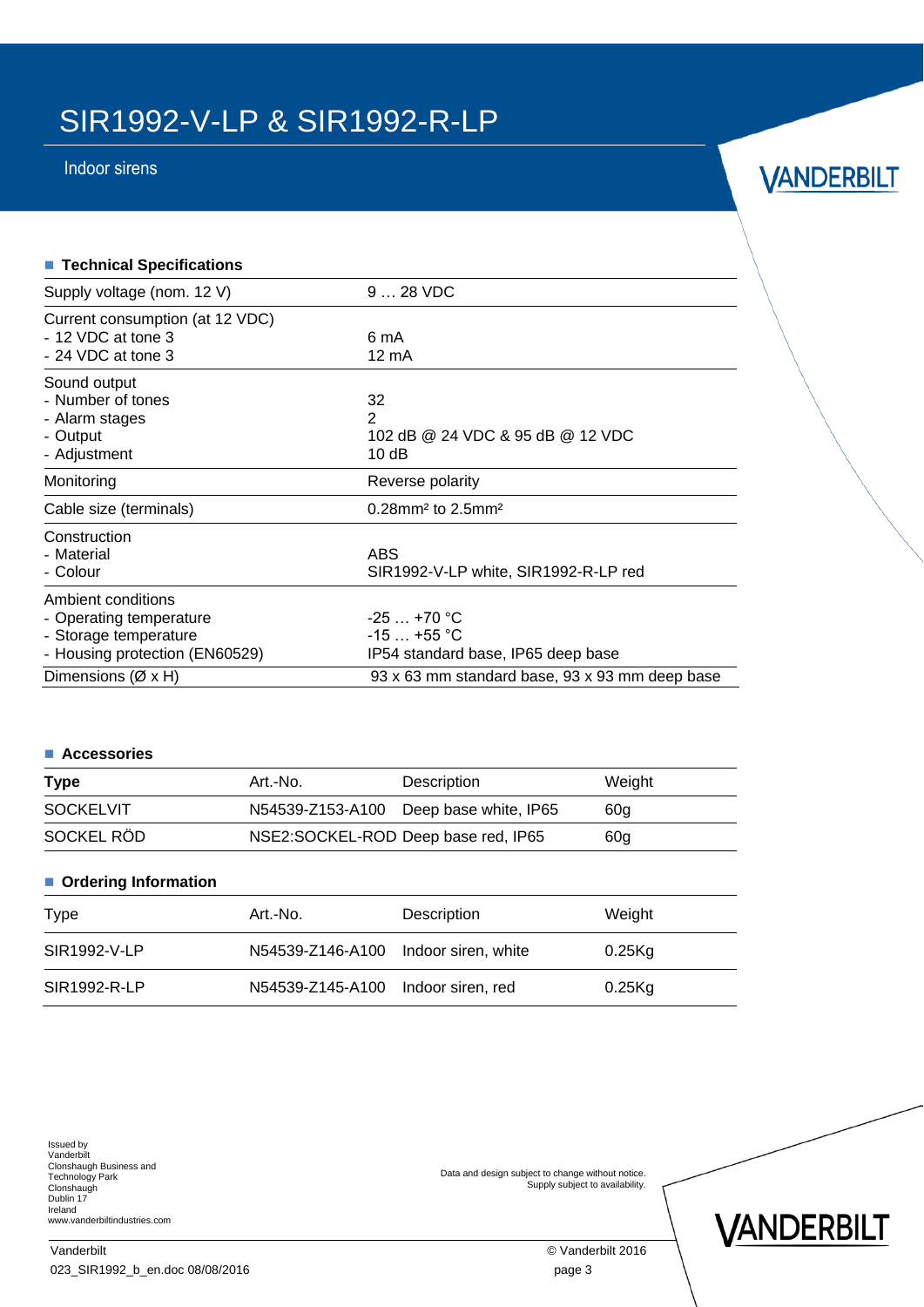# SIR1992-V-LP & SIR1992-R-LP

Indoor sirens

## Technical Specifications

| | |
|---|---|
| Supply voltage (nom. 12 V) | 9 … 28 VDC |
| Current consumption (at 12 VDC)<br>- 12 VDC at tone 3<br>- 24 VDC at tone 3 | <br>6 mA<br>12 mA |
| Sound output<br>- Number of tones<br>- Alarm stages<br>- Output<br>- Adjustment | <br>32<br>2<br>102 dB @ 24 VDC & 95 dB @ 12 VDC<br>10 dB |
| Monitoring | Reverse polarity |
| Cable size (terminals) | 0.28mm² to 2.5mm² |
| Construction<br>- Material<br>- Colour | <br>ABS<br>SIR1992-V-LP white, SIR1992-R-LP red |
| Ambient conditions<br>- Operating temperature<br>- Storage temperature<br>- Housing protection (EN60529) | <br>-25 … +70 °C<br>-15 … +55 °C<br>IP54 standard base, IP65 deep base |
| Dimensions (Ø x H) | 93 x 63 mm standard base, 93 x 93 mm deep base |

## Accessories

| **Type** | Art.-No. | Description | Weight |
|---|---|---|---|
| SOCKELVIT | N54539-Z153-A100 | Deep base white, IP65 | 60g |
| SOCKEL RÖD | NSE2:SOCKEL-ROD | Deep base red, IP65 | 60g |

## Ordering Information

| Type | Art.-No. | Description | Weight |
|---|---|---|---|
| SIR1992-V-LP | N54539-Z146-A100 | Indoor siren, white | 0.25Kg |
| SIR1992-R-LP | N54539-Z145-A100 | Indoor siren, red | 0.25Kg |

Issued by
Vanderbilt
Clonshaugh Business and Technology Park
Clonshaugh
Dublin 17
Ireland
www.vanderbiltindustries.com

Data and design subject to change without notice.
Supply subject to availability.

Vanderbilt
023_SIR1992_b_en.doc 08/08/2016

© Vanderbilt 2016